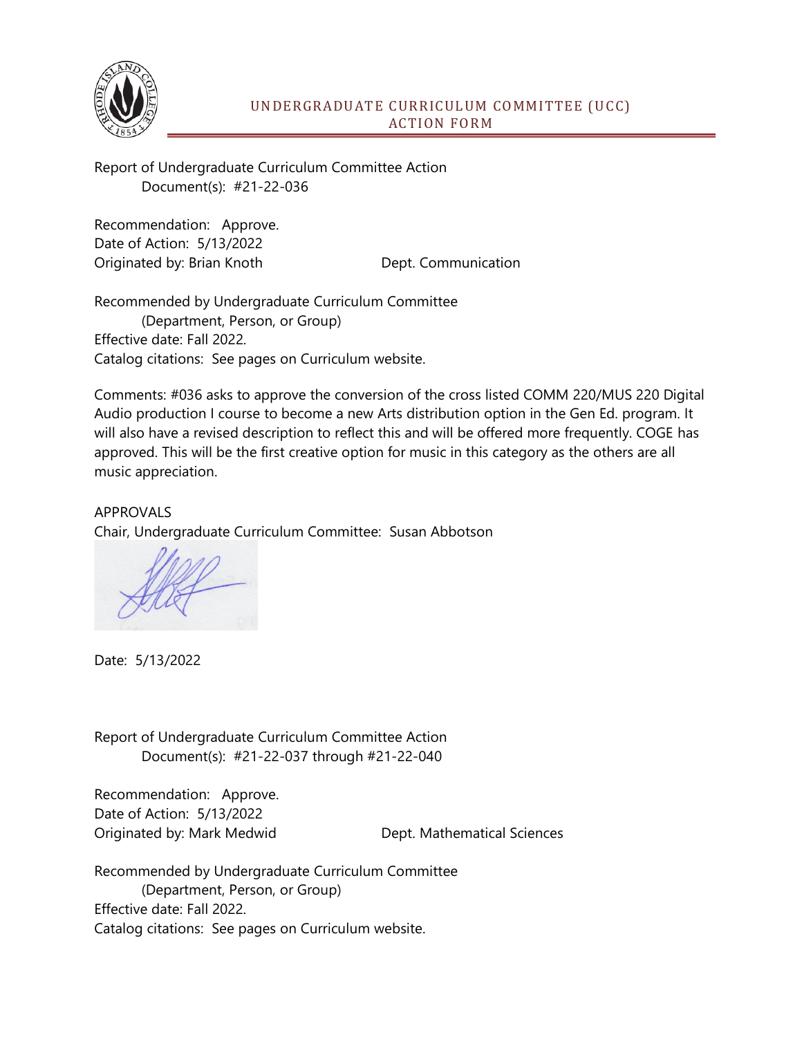# UNDERGRADUATE CURRICULUM COMMITTEE (UCC) ACTION FORM

Report of Undergraduate Curriculum Committee Action
Document(s): #21-22-036

Recommendation: Approve.
Date of Action: 5/13/2022
Originated by: Brian Knoth Dept. Communication

Recommended by Undergraduate Curriculum Committee
(Department, Person, or Group)
Effective date: Fall 2022.
Catalog citations: See pages on Curriculum website.

Comments: #036 asks to approve the conversion of the cross listed COMM 220/MUS 220 Digital Audio production I course to become a new Arts distribution option in the Gen Ed. program. It will also have a revised description to reflect this and will be offered more frequently. COGE has approved. This will be the first creative option for music in this category as the others are all music appreciation.

APPROVALS
Chair, Undergraduate Curriculum Committee: Susan Abbotson

Date: 5/13/2022

Report of Undergraduate Curriculum Committee Action
Document(s): #21-22-037 through #21-22-040

Recommendation: Approve.
Date of Action: 5/13/2022
Originated by: Mark Medwid Dept. Mathematical Sciences

Recommended by Undergraduate Curriculum Committee
(Department, Person, or Group)
Effective date: Fall 2022.
Catalog citations: See pages on Curriculum website.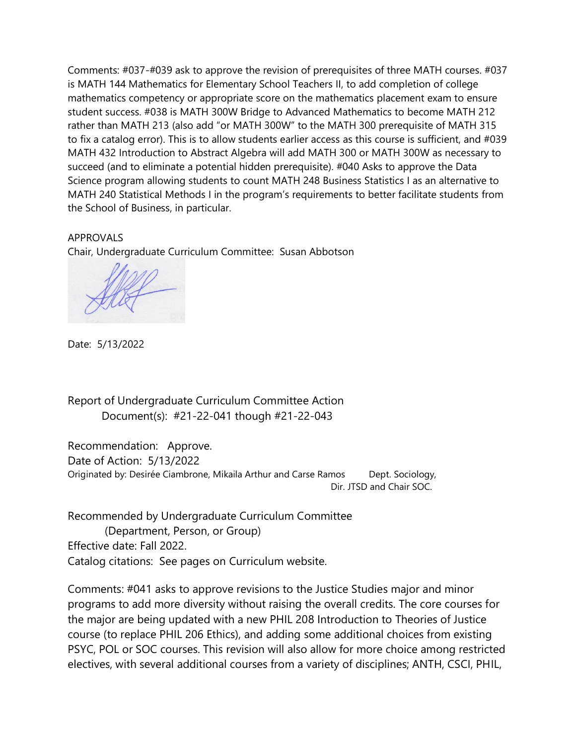Comments: #037-#039 ask to approve the revision of prerequisites of three MATH courses. #037 is MATH 144 Mathematics for Elementary School Teachers II, to add completion of college mathematics competency or appropriate score on the mathematics placement exam to ensure student success. #038 is MATH 300W Bridge to Advanced Mathematics to become MATH 212 rather than MATH 213 (also add "or MATH 300W" to the MATH 300 prerequisite of MATH 315 to fix a catalog error). This is to allow students earlier access as this course is sufficient, and #039 MATH 432 Introduction to Abstract Algebra will add MATH 300 or MATH 300W as necessary to succeed (and to eliminate a potential hidden prerequisite). #040 Asks to approve the Data Science program allowing students to count MATH 248 Business Statistics I as an alternative to MATH 240 Statistical Methods I in the program's requirements to better facilitate students from the School of Business, in particular.

APPROVALS
Chair, Undergraduate Curriculum Committee: Susan Abbotson

Date: 5/13/2022

Report of Undergraduate Curriculum Committee Action
Document(s): #21-22-041 though #21-22-043

Recommendation: Approve.
Date of Action: 5/13/2022
Originated by: Desirée Ciambrone, Mikaila Arthur and Carse Ramos Dept. Sociology, Dir. JTSD and Chair SOC.

Recommended by Undergraduate Curriculum Committee
(Department, Person, or Group)
Effective date: Fall 2022.
Catalog citations: See pages on Curriculum website.

Comments: #041 asks to approve revisions to the Justice Studies major and minor programs to add more diversity without raising the overall credits. The core courses for the major are being updated with a new PHIL 208 Introduction to Theories of Justice course (to replace PHIL 206 Ethics), and adding some additional choices from existing PSYC, POL or SOC courses. This revision will also allow for more choice among restricted electives, with several additional courses from a variety of disciplines; ANTH, CSCI, PHIL,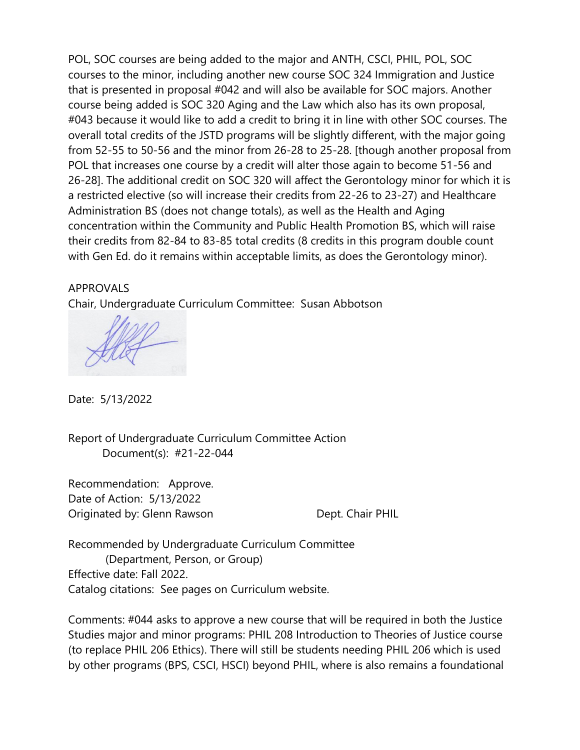POL, SOC courses are being added to the major and ANTH, CSCI, PHIL, POL, SOC courses to the minor, including another new course SOC 324 Immigration and Justice that is presented in proposal #042 and will also be available for SOC majors. Another course being added is SOC 320 Aging and the Law which also has its own proposal, #043 because it would like to add a credit to bring it in line with other SOC courses. The overall total credits of the JSTD programs will be slightly different, with the major going from 52-55 to 50-56 and the minor from 26-28 to 25-28. [though another proposal from POL that increases one course by a credit will alter those again to become 51-56 and 26-28]. The additional credit on SOC 320 will affect the Gerontology minor for which it is a restricted elective (so will increase their credits from 22-26 to 23-27) and Healthcare Administration BS (does not change totals), as well as the Health and Aging concentration within the Community and Public Health Promotion BS, which will raise their credits from 82-84 to 83-85 total credits (8 credits in this program double count with Gen Ed. do it remains within acceptable limits, as does the Gerontology minor).

APPROVALS

Chair, Undergraduate Curriculum Committee: Susan Abbotson

Date: 5/13/2022

Report of Undergraduate Curriculum Committee Action

Document(s): #21-22-044

Recommendation: Approve.

Date of Action: 5/13/2022

Originated by: Glenn Rawson Dept. Chair PHIL

Recommended by Undergraduate Curriculum Committee

(Department, Person, or Group)

Effective date: Fall 2022.

Catalog citations: See pages on Curriculum website.

Comments: #044 asks to approve a new course that will be required in both the Justice Studies major and minor programs: PHIL 208 Introduction to Theories of Justice course (to replace PHIL 206 Ethics). There will still be students needing PHIL 206 which is used by other programs (BPS, CSCI, HSCI) beyond PHIL, where is also remains a foundational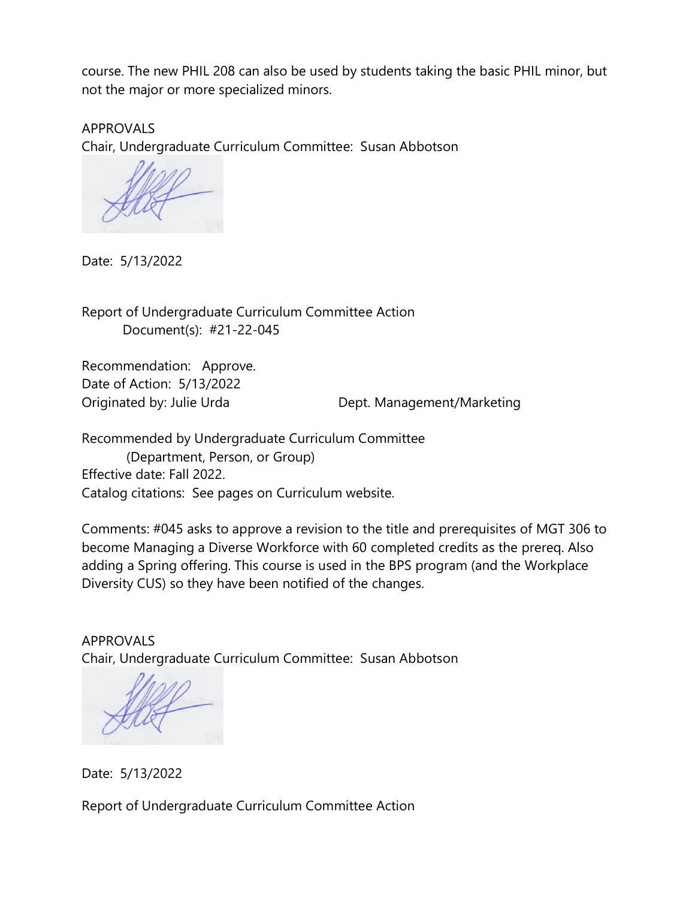course. The new PHIL 208 can also be used by students taking the basic PHIL minor, but not the major or more specialized minors.

APPROVALS
Chair, Undergraduate Curriculum Committee: Susan Abbotson

Date: 5/13/2022

Report of Undergraduate Curriculum Committee Action
Document(s): #21-22-045

Recommendation: Approve.
Date of Action: 5/13/2022
Originated by: Julie Urda Dept. Management/Marketing

Recommended by Undergraduate Curriculum Committee
(Department, Person, or Group)
Effective date: Fall 2022.
Catalog citations: See pages on Curriculum website.

Comments: #045 asks to approve a revision to the title and prerequisites of MGT 306 to become Managing a Diverse Workforce with 60 completed credits as the prereq. Also adding a Spring offering. This course is used in the BPS program (and the Workplace Diversity CUS) so they have been notified of the changes.

APPROVALS
Chair, Undergraduate Curriculum Committee: Susan Abbotson

Date: 5/13/2022

Report of Undergraduate Curriculum Committee Action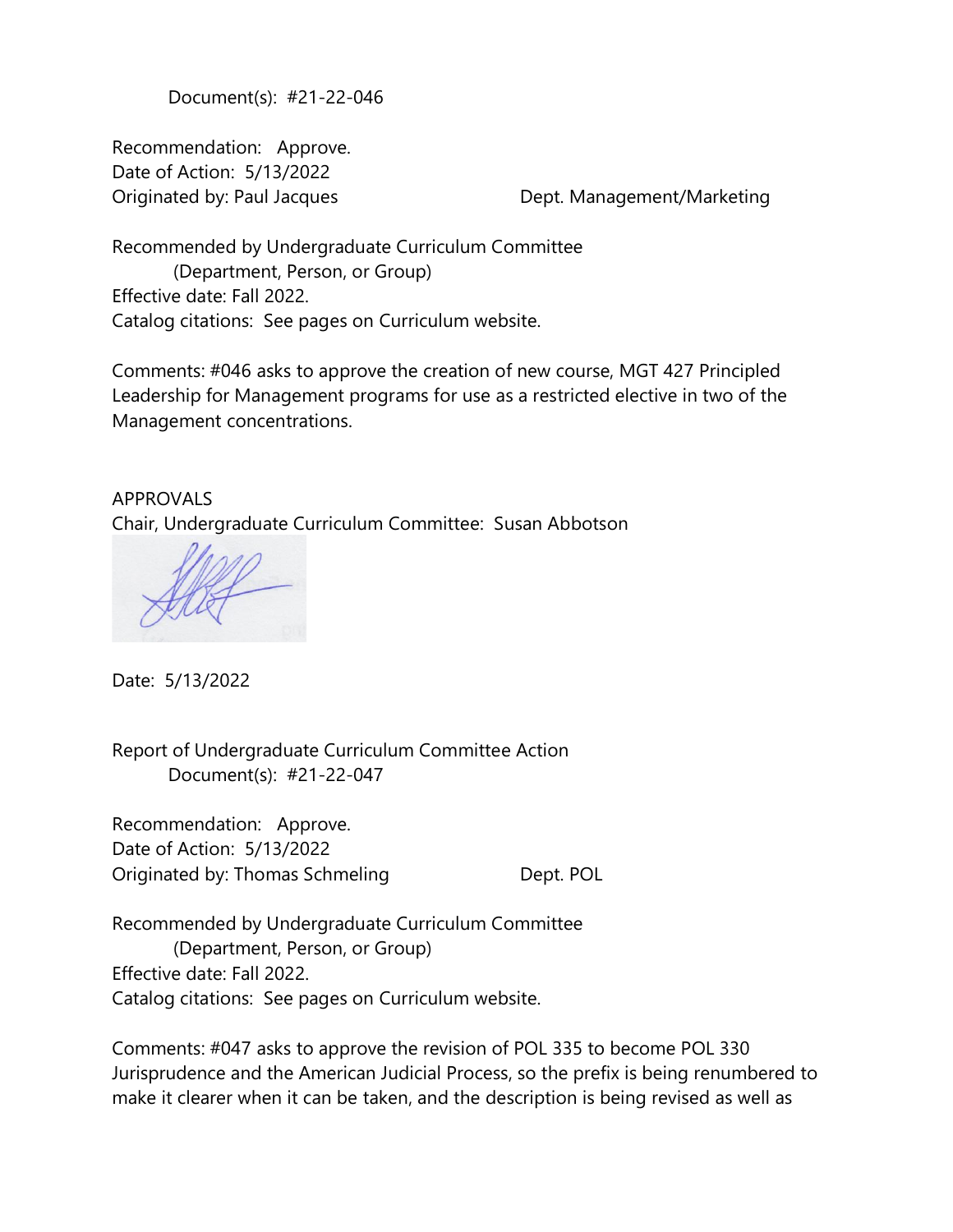Document(s): #21-22-046

Recommendation: Approve.
Date of Action: 5/13/2022
Originated by: Paul Jacques Dept. Management/Marketing

Recommended by Undergraduate Curriculum Committee
(Department, Person, or Group)
Effective date: Fall 2022.
Catalog citations: See pages on Curriculum website.

Comments: #046 asks to approve the creation of new course, MGT 427 Principled Leadership for Management programs for use as a restricted elective in two of the Management concentrations.

APPROVALS
Chair, Undergraduate Curriculum Committee: Susan Abbotson

Date: 5/13/2022

Report of Undergraduate Curriculum Committee Action
Document(s): #21-22-047

Recommendation: Approve.
Date of Action: 5/13/2022
Originated by: Thomas Schmeling Dept. POL

Recommended by Undergraduate Curriculum Committee
(Department, Person, or Group)
Effective date: Fall 2022.
Catalog citations: See pages on Curriculum website.

Comments: #047 asks to approve the revision of POL 335 to become POL 330 Jurisprudence and the American Judicial Process, so the prefix is being renumbered to make it clearer when it can be taken, and the description is being revised as well as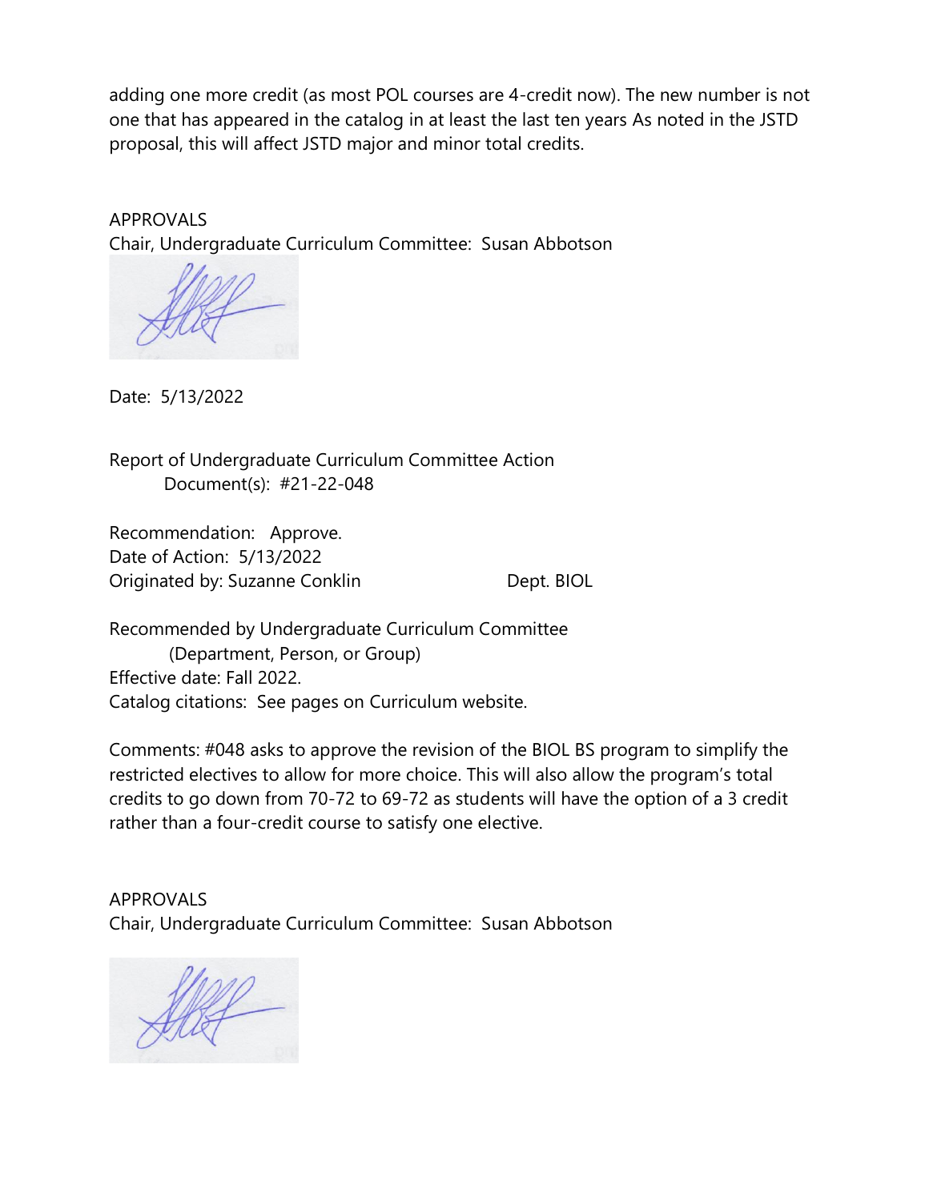adding one more credit (as most POL courses are 4-credit now). The new number is not one that has appeared in the catalog in at least the last ten years As noted in the JSTD proposal, this will affect JSTD major and minor total credits.

APPROVALS
Chair, Undergraduate Curriculum Committee: Susan Abbotson

Date: 5/13/2022

Report of Undergraduate Curriculum Committee Action
Document(s): #21-22-048

Recommendation: Approve.
Date of Action: 5/13/2022
Originated by: Suzanne Conklin Dept. BIOL

Recommended by Undergraduate Curriculum Committee
(Department, Person, or Group)
Effective date: Fall 2022.
Catalog citations: See pages on Curriculum website.

Comments: #048 asks to approve the revision of the BIOL BS program to simplify the restricted electives to allow for more choice. This will also allow the program's total credits to go down from 70-72 to 69-72 as students will have the option of a 3 credit rather than a four-credit course to satisfy one elective.

APPROVALS
Chair, Undergraduate Curriculum Committee: Susan Abbotson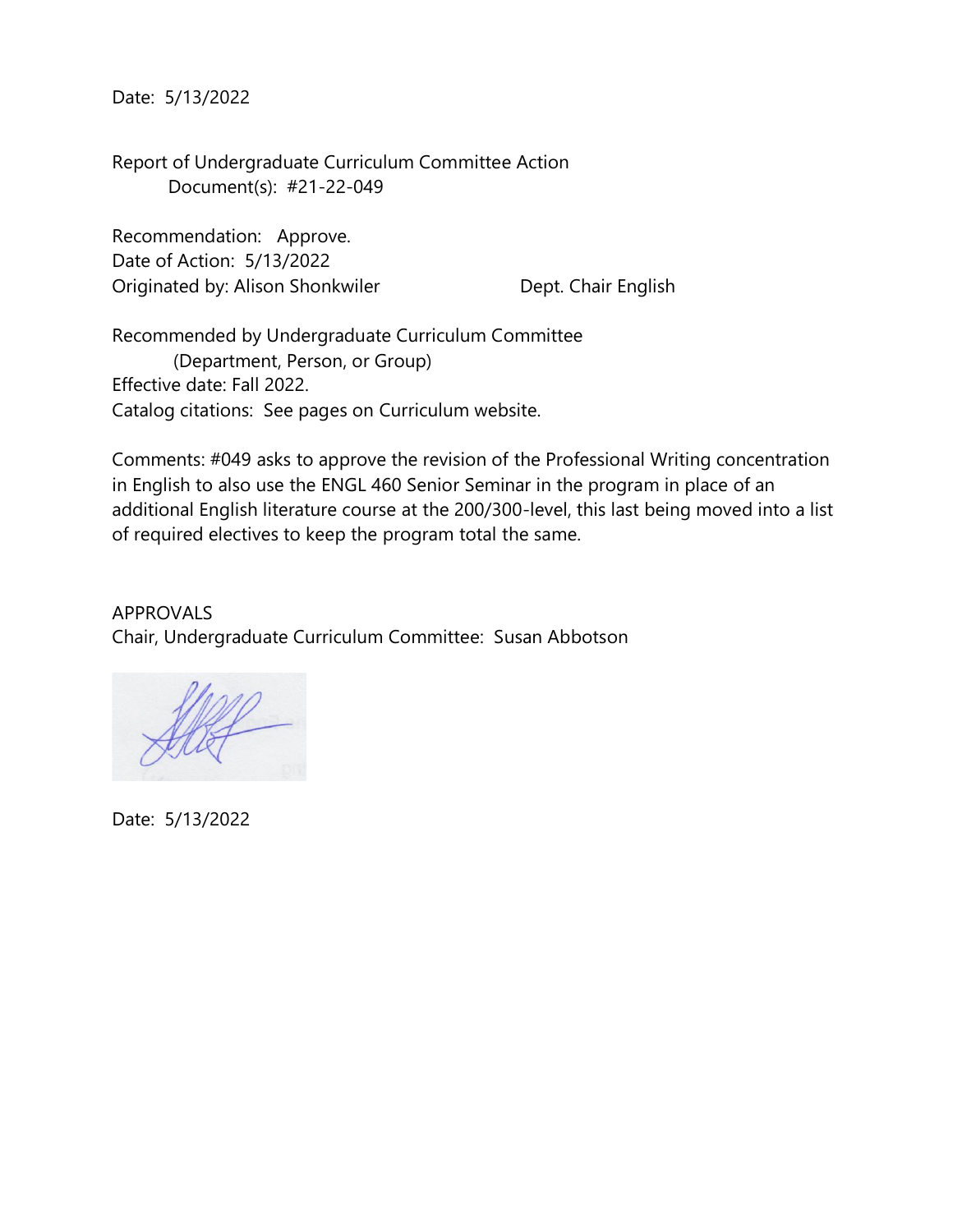Date: 5/13/2022

Report of Undergraduate Curriculum Committee Action
Document(s): #21-22-049

Recommendation: Approve.
Date of Action: 5/13/2022
Originated by: Alison Shonkwiler Dept. Chair English

Recommended by Undergraduate Curriculum Committee
(Department, Person, or Group)
Effective date: Fall 2022.
Catalog citations: See pages on Curriculum website.

Comments: #049 asks to approve the revision of the Professional Writing concentration in English to also use the ENGL 460 Senior Seminar in the program in place of an additional English literature course at the 200/300-level, this last being moved into a list of required electives to keep the program total the same.

APPROVALS
Chair, Undergraduate Curriculum Committee: Susan Abbotson

Date: 5/13/2022